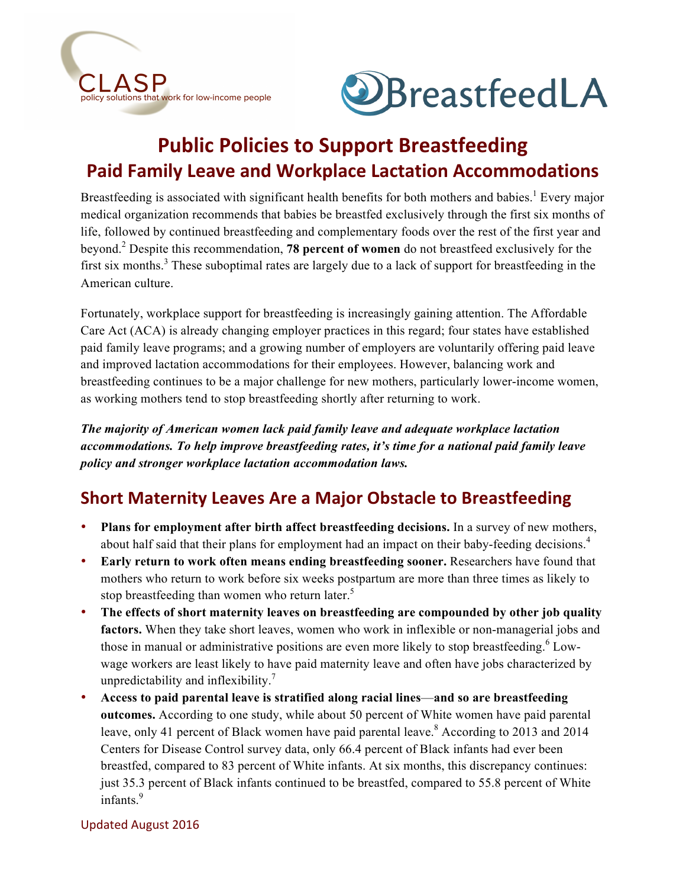# Public Policies to Support Breastfeeding

## Paid Family Leave and Workplace Lactation Accommodations

Breastfeeding is associated with significant health benefits for both mothers and babies.[1] Every major medical organization recommends that babies be breastfed exclusively through the first six months of life, followed by continued breastfeeding and complementary foods over the rest of the first year and beyond.[2] Despite this recommendation, **78 percent of women** do not breastfeed exclusively for the first six months.[3] These suboptimal rates are largely due to a lack of support for breastfeeding in the American culture.

Fortunately, workplace support for breastfeeding is increasingly gaining attention. The Affordable Care Act (ACA) is already changing employer practices in this regard; four states have established paid family leave programs; and a growing number of employers are voluntarily offering paid leave and improved lactation accommodations for their employees. However, balancing work and breastfeeding continues to be a major challenge for new mothers, particularly lower-income women, as working mothers tend to stop breastfeeding shortly after returning to work.

***The majority of American women lack paid family leave and adequate workplace lactation accommodations. To help improve breastfeeding rates, it's time for a national paid family leave policy and stronger workplace lactation accommodation laws.***

## Short Maternity Leaves Are a Major Obstacle to Breastfeeding

- **Plans for employment after birth affect breastfeeding decisions.** In a survey of new mothers, about half said that their plans for employment had an impact on their baby-feeding decisions.[4]
- **Early return to work often means ending breastfeeding sooner.** Researchers have found that mothers who return to work before six weeks postpartum are more than three times as likely to stop breastfeeding than women who return later.[5]
- **The effects of short maternity leaves on breastfeeding are compounded by other job quality factors.** When they take short leaves, women who work in inflexible or non-managerial jobs and those in manual or administrative positions are even more likely to stop breastfeeding.[6] Low-wage workers are least likely to have paid maternity leave and often have jobs characterized by unpredictability and inflexibility.[7]
- **Access to paid parental leave is stratified along racial lines—and so are breastfeeding outcomes.** According to one study, while about 50 percent of White women have paid parental leave, only 41 percent of Black women have paid parental leave.[8] According to 2013 and 2014 Centers for Disease Control survey data, only 66.4 percent of Black infants had ever been breastfed, compared to 83 percent of White infants. At six months, this discrepancy continues: just 35.3 percent of Black infants continued to be breastfed, compared to 55.8 percent of White infants.[9]

Updated August 2016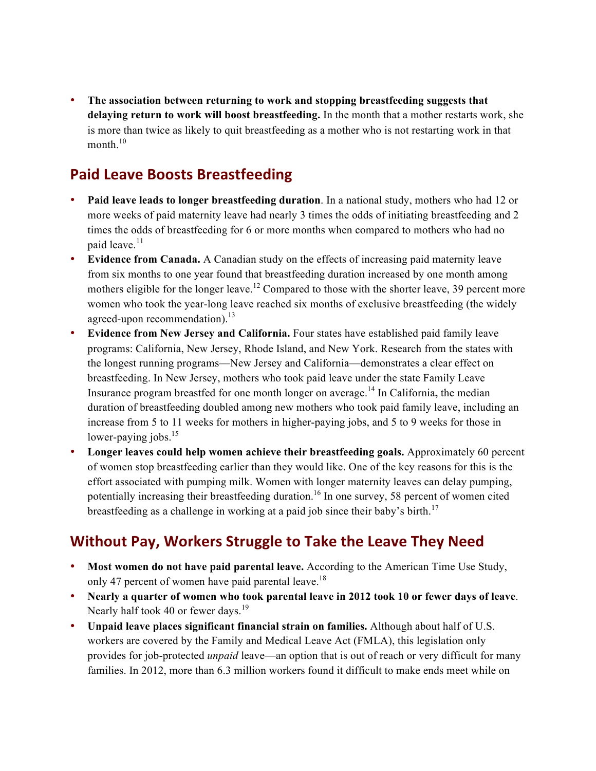- **The association between returning to work and stopping breastfeeding suggests that delaying return to work will boost breastfeeding.** In the month that a mother restarts work, she is more than twice as likely to quit breastfeeding as a mother who is not restarting work in that month.[10]

## Paid Leave Boosts Breastfeeding

- **Paid leave leads to longer breastfeeding duration**. In a national study, mothers who had 12 or more weeks of paid maternity leave had nearly 3 times the odds of initiating breastfeeding and 2 times the odds of breastfeeding for 6 or more months when compared to mothers who had no paid leave.[11]
- **Evidence from Canada.** A Canadian study on the effects of increasing paid maternity leave from six months to one year found that breastfeeding duration increased by one month among mothers eligible for the longer leave.[12] Compared to those with the shorter leave, 39 percent more women who took the year-long leave reached six months of exclusive breastfeeding (the widely agreed-upon recommendation).[13]
- **Evidence from New Jersey and California.** Four states have established paid family leave programs: California, New Jersey, Rhode Island, and New York. Research from the states with the longest running programs—New Jersey and California—demonstrates a clear effect on breastfeeding. In New Jersey, mothers who took paid leave under the state Family Leave Insurance program breastfed for one month longer on average.[14] In California**,** the median duration of breastfeeding doubled among new mothers who took paid family leave, including an increase from 5 to 11 weeks for mothers in higher-paying jobs, and 5 to 9 weeks for those in lower-paying jobs.[15]
- **Longer leaves could help women achieve their breastfeeding goals.** Approximately 60 percent of women stop breastfeeding earlier than they would like. One of the key reasons for this is the effort associated with pumping milk. Women with longer maternity leaves can delay pumping, potentially increasing their breastfeeding duration.[16] In one survey, 58 percent of women cited breastfeeding as a challenge in working at a paid job since their baby's birth.[17]

## Without Pay, Workers Struggle to Take the Leave They Need

- **Most women do not have paid parental leave.** According to the American Time Use Study, only 47 percent of women have paid parental leave.[18]
- **Nearly a quarter of women who took parental leave in 2012 took 10 or fewer days of leave**. Nearly half took 40 or fewer days.[19]
- **Unpaid leave places significant financial strain on families.** Although about half of U.S. workers are covered by the Family and Medical Leave Act (FMLA), this legislation only provides for job-protected *unpaid* leave—an option that is out of reach or very difficult for many families. In 2012, more than 6.3 million workers found it difficult to make ends meet while on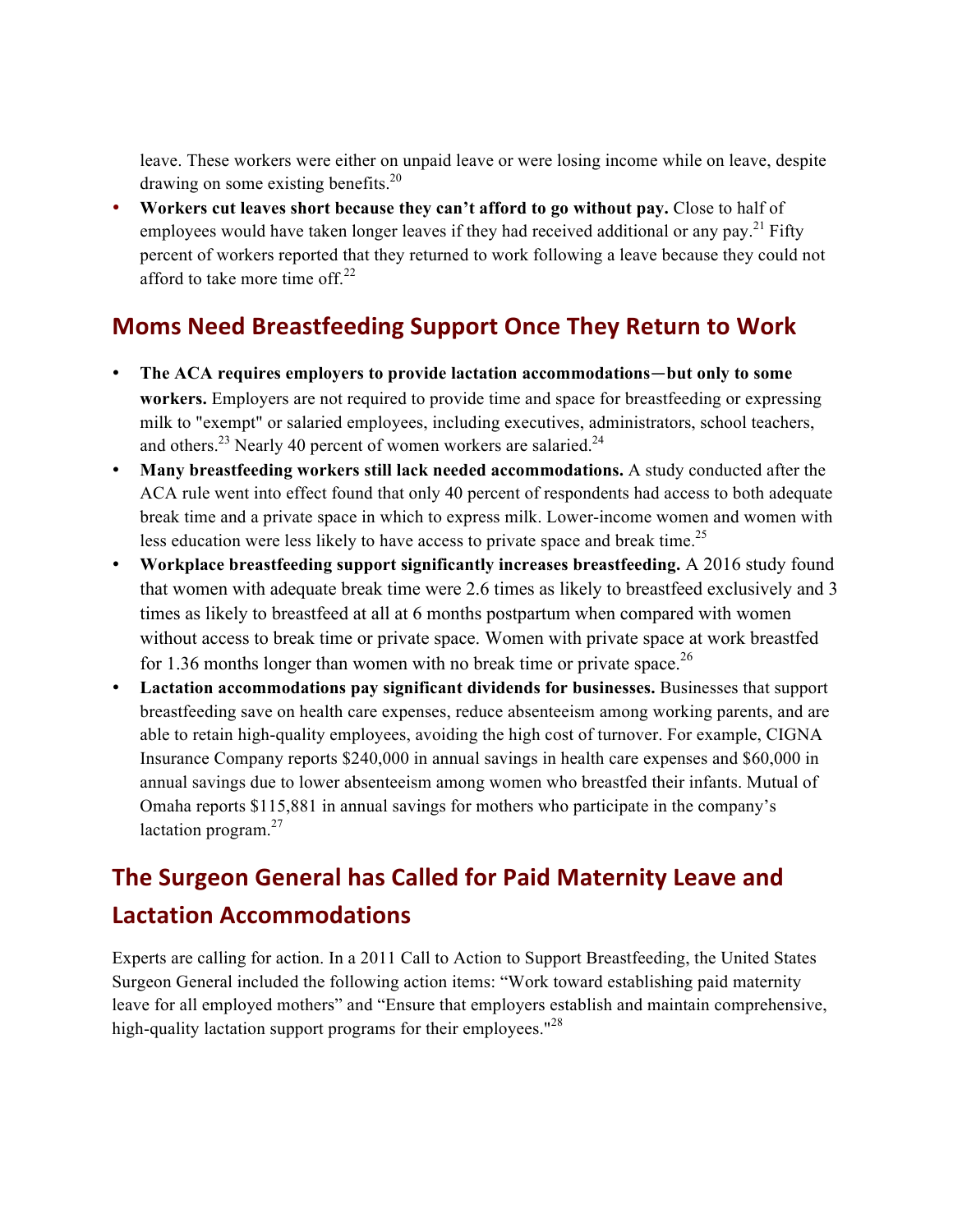leave. These workers were either on unpaid leave or were losing income while on leave, despite drawing on some existing benefits.[20]

- **Workers cut leaves short because they can't afford to go without pay.** Close to half of employees would have taken longer leaves if they had received additional or any pay.[21] Fifty percent of workers reported that they returned to work following a leave because they could not afford to take more time off.[22]

## Moms Need Breastfeeding Support Once They Return to Work

- **The ACA requires employers to provide lactation accommodations—but only to some workers.** Employers are not required to provide time and space for breastfeeding or expressing milk to "exempt" or salaried employees, including executives, administrators, school teachers, and others.[23] Nearly 40 percent of women workers are salaried.[24]
- **Many breastfeeding workers still lack needed accommodations.** A study conducted after the ACA rule went into effect found that only 40 percent of respondents had access to both adequate break time and a private space in which to express milk. Lower-income women and women with less education were less likely to have access to private space and break time.[25]
- **Workplace breastfeeding support significantly increases breastfeeding.** A 2016 study found that women with adequate break time were 2.6 times as likely to breastfeed exclusively and 3 times as likely to breastfeed at all at 6 months postpartum when compared with women without access to break time or private space. Women with private space at work breastfed for 1.36 months longer than women with no break time or private space.[26]
- **Lactation accommodations pay significant dividends for businesses.** Businesses that support breastfeeding save on health care expenses, reduce absenteeism among working parents, and are able to retain high-quality employees, avoiding the high cost of turnover. For example, CIGNA Insurance Company reports $240,000 in annual savings in health care expenses and $60,000 in annual savings due to lower absenteeism among women who breastfed their infants. Mutual of Omaha reports $115,881 in annual savings for mothers who participate in the company's lactation program.[27]

## The Surgeon General has Called for Paid Maternity Leave and Lactation Accommodations

Experts are calling for action. In a 2011 Call to Action to Support Breastfeeding, the United States Surgeon General included the following action items: "Work toward establishing paid maternity leave for all employed mothers" and "Ensure that employers establish and maintain comprehensive, high-quality lactation support programs for their employees."[28]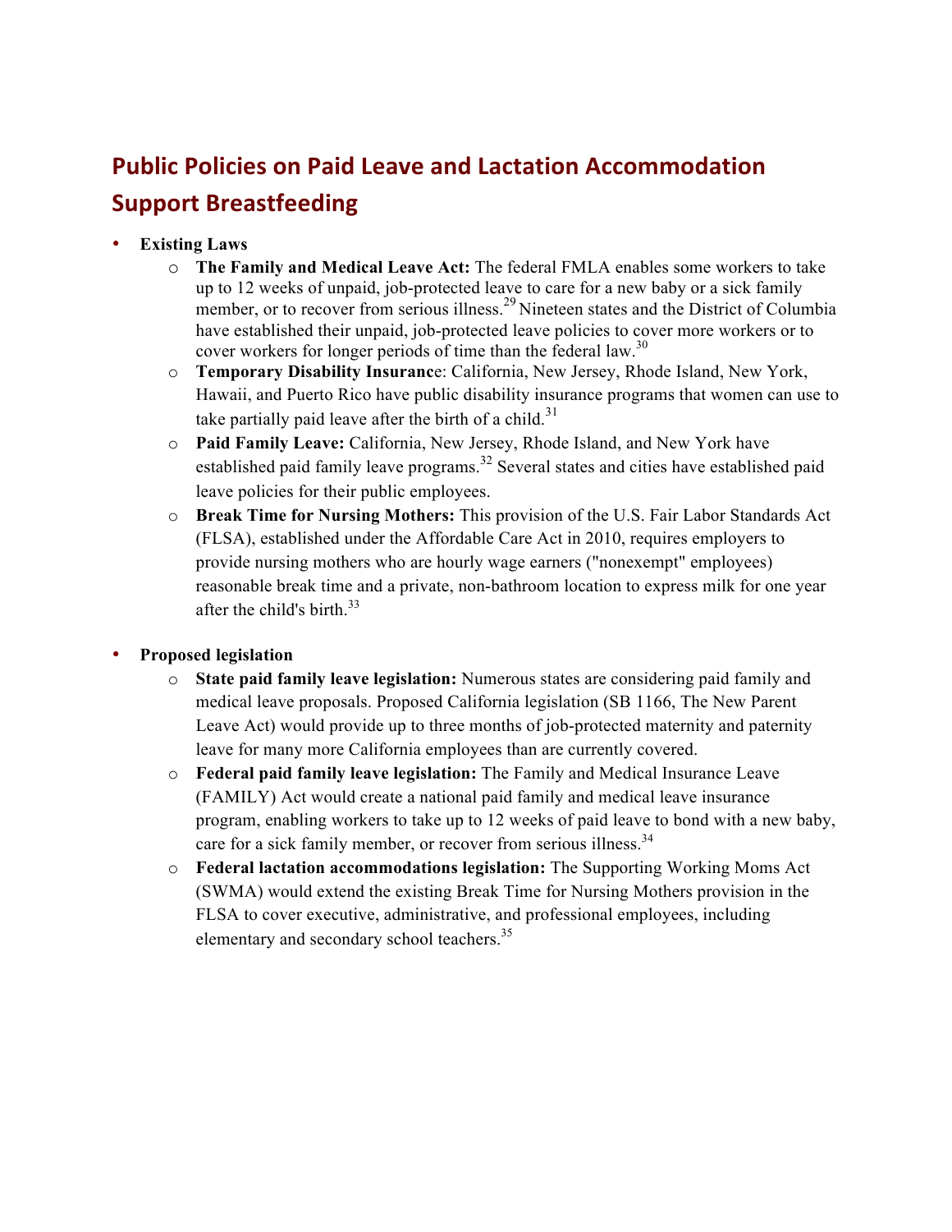## Public Policies on Paid Leave and Lactation Accommodation Support Breastfeeding

- **Existing Laws**
  - **The Family and Medical Leave Act:** The federal FMLA enables some workers to take up to 12 weeks of unpaid, job-protected leave to care for a new baby or a sick family member, or to recover from serious illness.[29] Nineteen states and the District of Columbia have established their unpaid, job-protected leave policies to cover more workers or to cover workers for longer periods of time than the federal law.[30]
  - **Temporary Disability Insurance**: California, New Jersey, Rhode Island, New York, Hawaii, and Puerto Rico have public disability insurance programs that women can use to take partially paid leave after the birth of a child.[31]
  - **Paid Family Leave:** California, New Jersey, Rhode Island, and New York have established paid family leave programs.[32] Several states and cities have established paid leave policies for their public employees.
  - **Break Time for Nursing Mothers:** This provision of the U.S. Fair Labor Standards Act (FLSA), established under the Affordable Care Act in 2010, requires employers to provide nursing mothers who are hourly wage earners ("nonexempt" employees) reasonable break time and a private, non-bathroom location to express milk for one year after the child's birth.[33]

- **Proposed legislation**
  - **State paid family leave legislation:** Numerous states are considering paid family and medical leave proposals. Proposed California legislation (SB 1166, The New Parent Leave Act) would provide up to three months of job-protected maternity and paternity leave for many more California employees than are currently covered.
  - **Federal paid family leave legislation:** The Family and Medical Insurance Leave (FAMILY) Act would create a national paid family and medical leave insurance program, enabling workers to take up to 12 weeks of paid leave to bond with a new baby, care for a sick family member, or recover from serious illness.[34]
  - **Federal lactation accommodations legislation:** The Supporting Working Moms Act (SWMA) would extend the existing Break Time for Nursing Mothers provision in the FLSA to cover executive, administrative, and professional employees, including elementary and secondary school teachers.[35]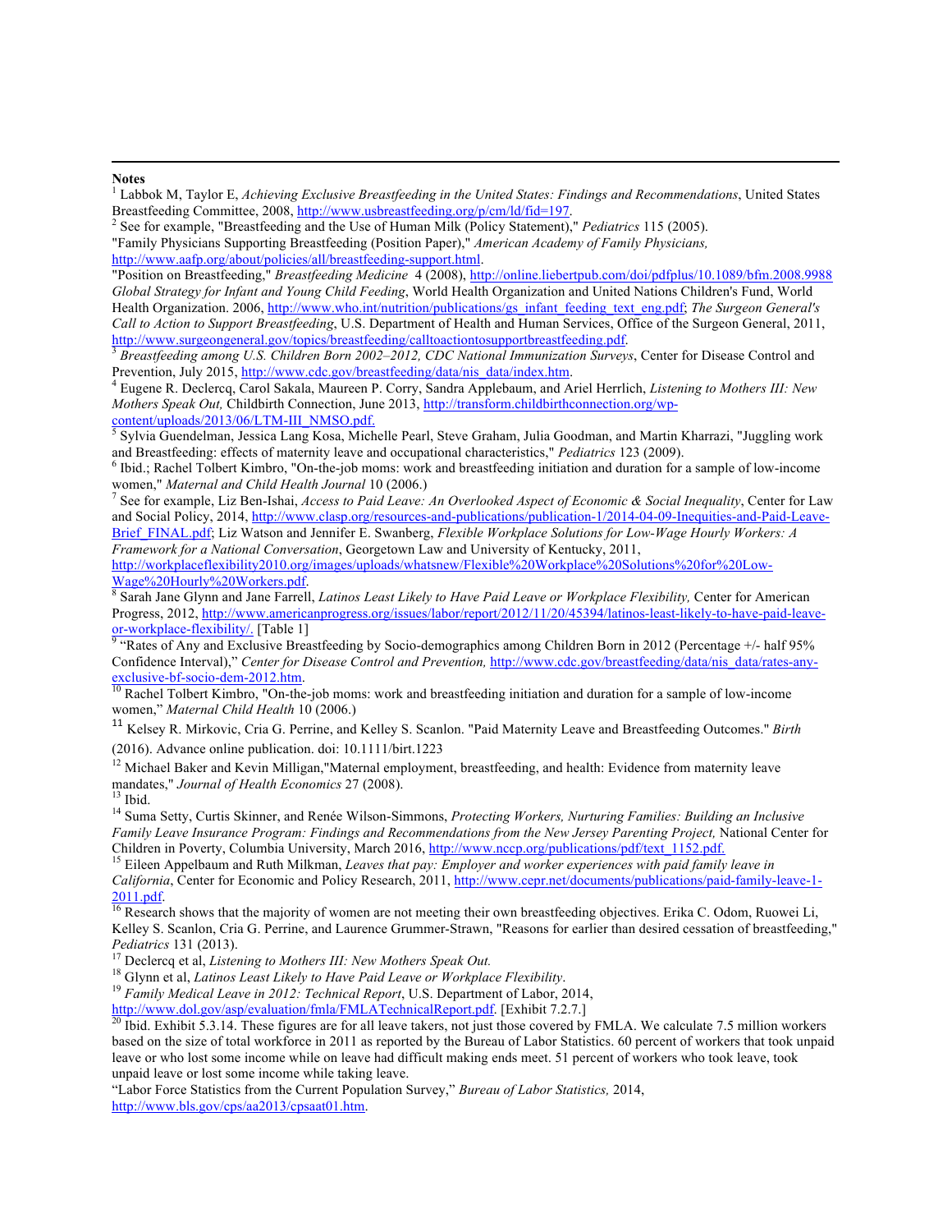**Notes**

[1] Labbok M, Taylor E, *Achieving Exclusive Breastfeeding in the United States: Findings and Recommendations*, United States Breastfeeding Committee, 2008, http://www.usbreastfeeding.org/p/cm/ld/fid=197.

[2] See for example, "Breastfeeding and the Use of Human Milk (Policy Statement)," *Pediatrics* 115 (2005). "Family Physicians Supporting Breastfeeding (Position Paper)," *American Academy of Family Physicians,* http://www.aafp.org/about/policies/all/breastfeeding-support.html.
"Position on Breastfeeding," *Breastfeeding Medicine* 4 (2008), http://online.liebertpub.com/doi/pdfplus/10.1089/bfm.2008.9988 *Global Strategy for Infant and Young Child Feeding*, World Health Organization and United Nations Children's Fund, World Health Organization. 2006, http://www.who.int/nutrition/publications/gs_infant_feeding_text_eng.pdf; *The Surgeon General's Call to Action to Support Breastfeeding*, U.S. Department of Health and Human Services, Office of the Surgeon General, 2011, http://www.surgeongeneral.gov/topics/breastfeeding/calltoactiontosupportbreastfeeding.pdf.

[3] *Breastfeeding among U.S. Children Born 2002–2012, CDC National Immunization Surveys*, Center for Disease Control and Prevention, July 2015, http://www.cdc.gov/breastfeeding/data/nis_data/index.htm.

[4] Eugene R. Declercq, Carol Sakala, Maureen P. Corry, Sandra Applebaum, and Ariel Herrlich, *Listening to Mothers III: New Mothers Speak Out,* Childbirth Connection, June 2013, http://transform.childbirthconnection.org/wp-content/uploads/2013/06/LTM-III_NMSO.pdf.

[5] Sylvia Guendelman, Jessica Lang Kosa, Michelle Pearl, Steve Graham, Julia Goodman, and Martin Kharrazi, "Juggling work and Breastfeeding: effects of maternity leave and occupational characteristics," *Pediatrics* 123 (2009).

[6] Ibid.; Rachel Tolbert Kimbro, "On-the-job moms: work and breastfeeding initiation and duration for a sample of low-income women," *Maternal and Child Health Journal* 10 (2006.)

[7] See for example, Liz Ben-Ishai, *Access to Paid Leave: An Overlooked Aspect of Economic & Social Inequality*, Center for Law and Social Policy, 2014, http://www.clasp.org/resources-and-publications/publication-1/2014-04-09-Inequities-and-Paid-Leave-Brief_FINAL.pdf; Liz Watson and Jennifer E. Swanberg, *Flexible Workplace Solutions for Low-Wage Hourly Workers: A Framework for a National Conversation*, Georgetown Law and University of Kentucky, 2011, http://workplaceflexibility2010.org/images/uploads/whatsnew/Flexible%20Workplace%20Solutions%20for%20Low-Wage%20Hourly%20Workers.pdf.

[8] Sarah Jane Glynn and Jane Farrell, *Latinos Least Likely to Have Paid Leave or Workplace Flexibility,* Center for American Progress, 2012, http://www.americanprogress.org/issues/labor/report/2012/11/20/45394/latinos-least-likely-to-have-paid-leave-or-workplace-flexibility/. [Table 1]

[9] "Rates of Any and Exclusive Breastfeeding by Socio-demographics among Children Born in 2012 (Percentage +/- half 95% Confidence Interval)," *Center for Disease Control and Prevention,* http://www.cdc.gov/breastfeeding/data/nis_data/rates-any-exclusive-bf-socio-dem-2012.htm.

[10] Rachel Tolbert Kimbro, "On-the-job moms: work and breastfeeding initiation and duration for a sample of low-income women," *Maternal Child Health* 10 (2006.)

[11] Kelsey R. Mirkovic, Cria G. Perrine, and Kelley S. Scanlon. "Paid Maternity Leave and Breastfeeding Outcomes." *Birth* (2016). Advance online publication. doi: 10.1111/birt.1223

[12] Michael Baker and Kevin Milligan,"Maternal employment, breastfeeding, and health: Evidence from maternity leave mandates," *Journal of Health Economics* 27 (2008).

[13] Ibid.

[14] Suma Setty, Curtis Skinner, and Renée Wilson-Simmons, *Protecting Workers, Nurturing Families: Building an Inclusive Family Leave Insurance Program: Findings and Recommendations from the New Jersey Parenting Project,* National Center for Children in Poverty, Columbia University, March 2016, http://www.nccp.org/publications/pdf/text_1152.pdf.

[15] Eileen Appelbaum and Ruth Milkman, *Leaves that pay: Employer and worker experiences with paid family leave in California*, Center for Economic and Policy Research, 2011, http://www.cepr.net/documents/publications/paid-family-leave-1-2011.pdf.

[16] Research shows that the majority of women are not meeting their own breastfeeding objectives. Erika C. Odom, Ruowei Li, Kelley S. Scanlon, Cria G. Perrine, and Laurence Grummer-Strawn, "Reasons for earlier than desired cessation of breastfeeding," *Pediatrics* 131 (2013).

[17] Declercq et al, *Listening to Mothers III: New Mothers Speak Out.*

[18] Glynn et al, *Latinos Least Likely to Have Paid Leave or Workplace Flexibility*.

[19] *Family Medical Leave in 2012: Technical Report*, U.S. Department of Labor, 2014, http://www.dol.gov/asp/evaluation/fmla/FMLATechnicalReport.pdf. [Exhibit 7.2.7.]

[20] Ibid. Exhibit 5.3.14. These figures are for all leave takers, not just those covered by FMLA. We calculate 7.5 million workers based on the size of total workforce in 2011 as reported by the Bureau of Labor Statistics. 60 percent of workers that took unpaid leave or who lost some income while on leave had difficult making ends meet. 51 percent of workers who took leave, took unpaid leave or lost some income while taking leave.
"Labor Force Statistics from the Current Population Survey," *Bureau of Labor Statistics,* 2014, http://www.bls.gov/cps/aa2013/cpsaat01.htm.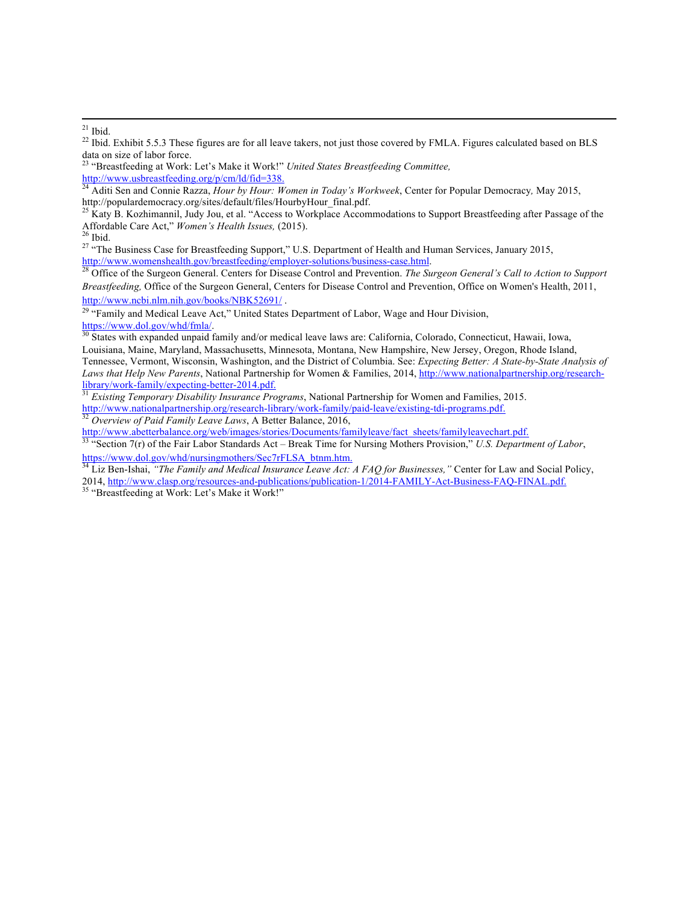[21] Ibid.

[22] Ibid. Exhibit 5.5.3 These figures are for all leave takers, not just those covered by FMLA. Figures calculated based on BLS data on size of labor force.

[23] "Breastfeeding at Work: Let's Make it Work!" *United States Breastfeeding Committee,* http://www.usbreastfeeding.org/p/cm/ld/fid=338.

[24] Aditi Sen and Connie Razza, *Hour by Hour: Women in Today's Workweek*, Center for Popular Democracy, May 2015, http://populardemocracy.org/sites/default/files/HourbyHour_final.pdf.

[25] Katy B. Kozhimannil, Judy Jou, et al. "Access to Workplace Accommodations to Support Breastfeeding after Passage of the Affordable Care Act," *Women's Health Issues,* (2015).

[26] Ibid.

[27] "The Business Case for Breastfeeding Support," U.S. Department of Health and Human Services, January 2015, http://www.womenshealth.gov/breastfeeding/employer-solutions/business-case.html.

[28] Office of the Surgeon General. Centers for Disease Control and Prevention. *The Surgeon General's Call to Action to Support Breastfeeding,* Office of the Surgeon General, Centers for Disease Control and Prevention, Office on Women's Health, 2011, http://www.ncbi.nlm.nih.gov/books/NBK52691/ .

[29] "Family and Medical Leave Act," United States Department of Labor, Wage and Hour Division, https://www.dol.gov/whd/fmla/.

[30] States with expanded unpaid family and/or medical leave laws are: California, Colorado, Connecticut, Hawaii, Iowa, Louisiana, Maine, Maryland, Massachusetts, Minnesota, Montana, New Hampshire, New Jersey, Oregon, Rhode Island, Tennessee, Vermont, Wisconsin, Washington, and the District of Columbia. See: *Expecting Better: A State-by-State Analysis of Laws that Help New Parents*, National Partnership for Women & Families, 2014, http://www.nationalpartnership.org/research-library/work-family/expecting-better-2014.pdf.

[31] *Existing Temporary Disability Insurance Programs*, National Partnership for Women and Families, 2015. http://www.nationalpartnership.org/research-library/work-family/paid-leave/existing-tdi-programs.pdf.

[32] *Overview of Paid Family Leave Laws*, A Better Balance, 2016, http://www.abetterbalance.org/web/images/stories/Documents/familyleave/fact_sheets/familyleavechart.pdf.

[33] "Section 7(r) of the Fair Labor Standards Act – Break Time for Nursing Mothers Provision," *U.S. Department of Labor*, https://www.dol.gov/whd/nursingmothers/Sec7rFLSA_btnm.htm.

[34] Liz Ben-Ishai, *"The Family and Medical Insurance Leave Act: A FAQ for Businesses,"* Center for Law and Social Policy, 2014, http://www.clasp.org/resources-and-publications/publication-1/2014-FAMILY-Act-Business-FAQ-FINAL.pdf.

[35] "Breastfeeding at Work: Let's Make it Work!"